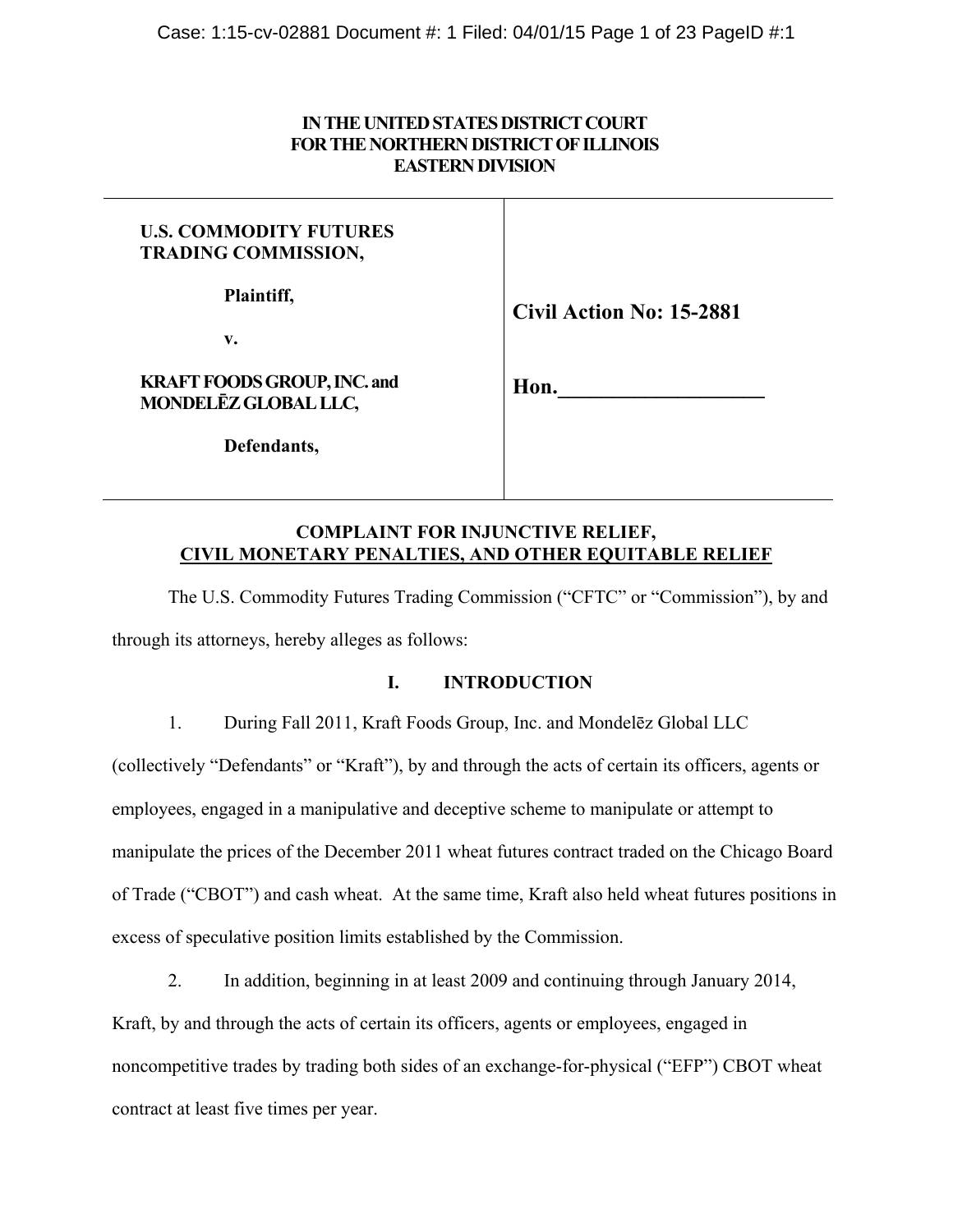**IN THE UNITED STATES DISTRICT COURT**
**FOR THE NORTHERN DISTRICT OF ILLINOIS**
**EASTERN DIVISION**

| | |
|---|---|
| **U.S. COMMODITY FUTURES TRADING COMMISSION,**<br><br>**Plaintiff,**<br><br>**v.**<br><br>**KRAFT FOODS GROUP, INC. and MONDELĒZ GLOBAL LLC,**<br><br>**Defendants,** | **Civil Action No: 15-2881**<br><br>**Hon.\_\_\_\_\_\_\_\_\_\_\_\_\_\_\_\_\_\_** |

## COMPLAINT FOR INJUNCTIVE RELIEF, CIVIL MONETARY PENALTIES, AND OTHER EQUITABLE RELIEF

The U.S. Commodity Futures Trading Commission ("CFTC" or "Commission"), by and through its attorneys, hereby alleges as follows:

### I. INTRODUCTION

1. During Fall 2011, Kraft Foods Group, Inc. and Mondelēz Global LLC (collectively "Defendants" or "Kraft"), by and through the acts of certain its officers, agents or employees, engaged in a manipulative and deceptive scheme to manipulate or attempt to manipulate the prices of the December 2011 wheat futures contract traded on the Chicago Board of Trade ("CBOT") and cash wheat. At the same time, Kraft also held wheat futures positions in excess of speculative position limits established by the Commission.

2. In addition, beginning in at least 2009 and continuing through January 2014, Kraft, by and through the acts of certain its officers, agents or employees, engaged in noncompetitive trades by trading both sides of an exchange-for-physical ("EFP") CBOT wheat contract at least five times per year.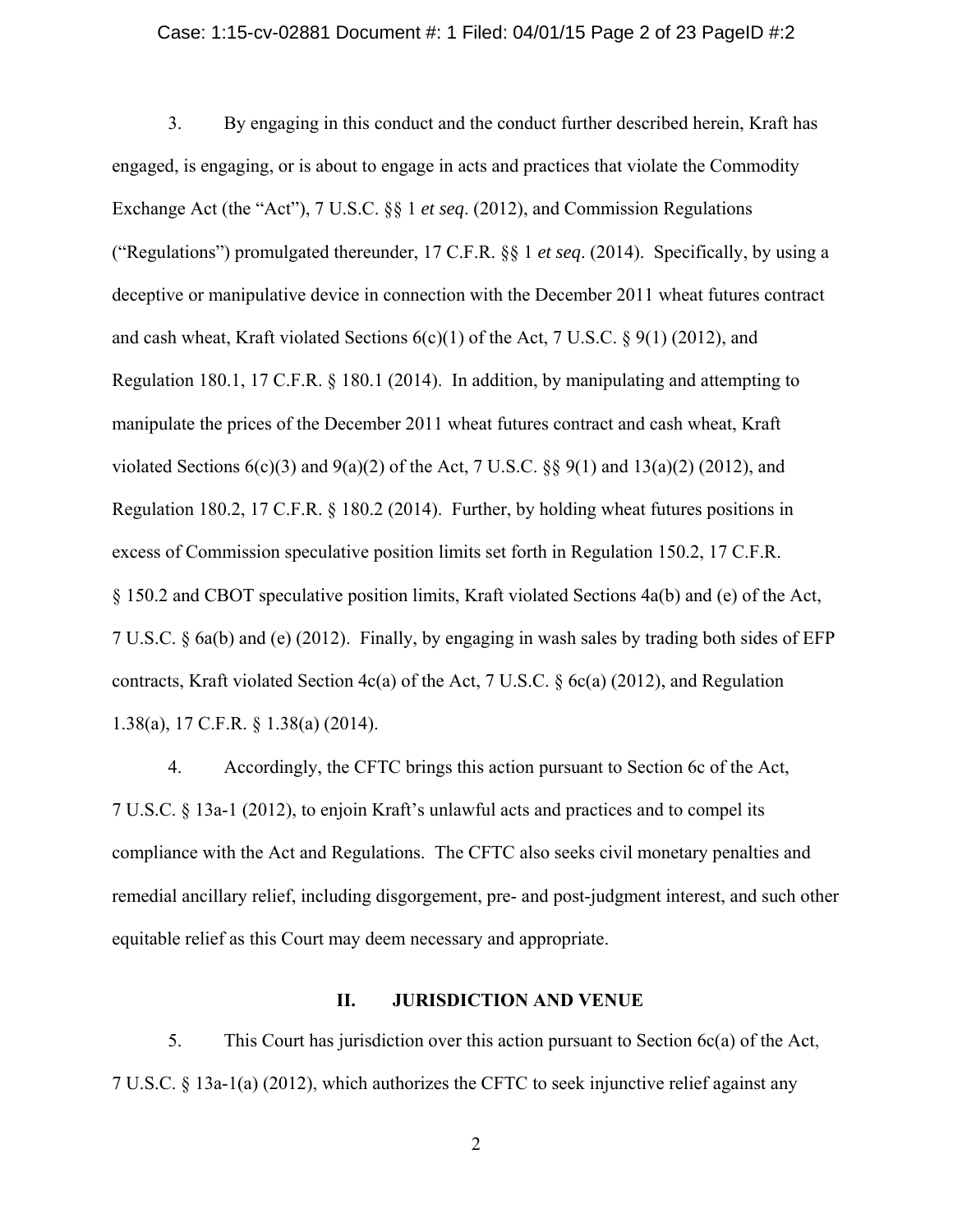3. By engaging in this conduct and the conduct further described herein, Kraft has engaged, is engaging, or is about to engage in acts and practices that violate the Commodity Exchange Act (the "Act"), 7 U.S.C. §§ 1 *et seq*. (2012), and Commission Regulations ("Regulations") promulgated thereunder, 17 C.F.R. §§ 1 *et seq*. (2014). Specifically, by using a deceptive or manipulative device in connection with the December 2011 wheat futures contract and cash wheat, Kraft violated Sections 6(c)(1) of the Act, 7 U.S.C. § 9(1) (2012), and Regulation 180.1, 17 C.F.R. § 180.1 (2014). In addition, by manipulating and attempting to manipulate the prices of the December 2011 wheat futures contract and cash wheat, Kraft violated Sections 6(c)(3) and 9(a)(2) of the Act, 7 U.S.C. §§ 9(1) and 13(a)(2) (2012), and Regulation 180.2, 17 C.F.R. § 180.2 (2014). Further, by holding wheat futures positions in excess of Commission speculative position limits set forth in Regulation 150.2, 17 C.F.R. § 150.2 and CBOT speculative position limits, Kraft violated Sections 4a(b) and (e) of the Act, 7 U.S.C. § 6a(b) and (e) (2012). Finally, by engaging in wash sales by trading both sides of EFP contracts, Kraft violated Section 4c(a) of the Act, 7 U.S.C. § 6c(a) (2012), and Regulation 1.38(a), 17 C.F.R. § 1.38(a) (2014).

4. Accordingly, the CFTC brings this action pursuant to Section 6c of the Act, 7 U.S.C. § 13a-1 (2012), to enjoin Kraft's unlawful acts and practices and to compel its compliance with the Act and Regulations. The CFTC also seeks civil monetary penalties and remedial ancillary relief, including disgorgement, pre- and post-judgment interest, and such other equitable relief as this Court may deem necessary and appropriate.

## II. JURISDICTION AND VENUE

5. This Court has jurisdiction over this action pursuant to Section 6c(a) of the Act, 7 U.S.C. § 13a-1(a) (2012), which authorizes the CFTC to seek injunctive relief against any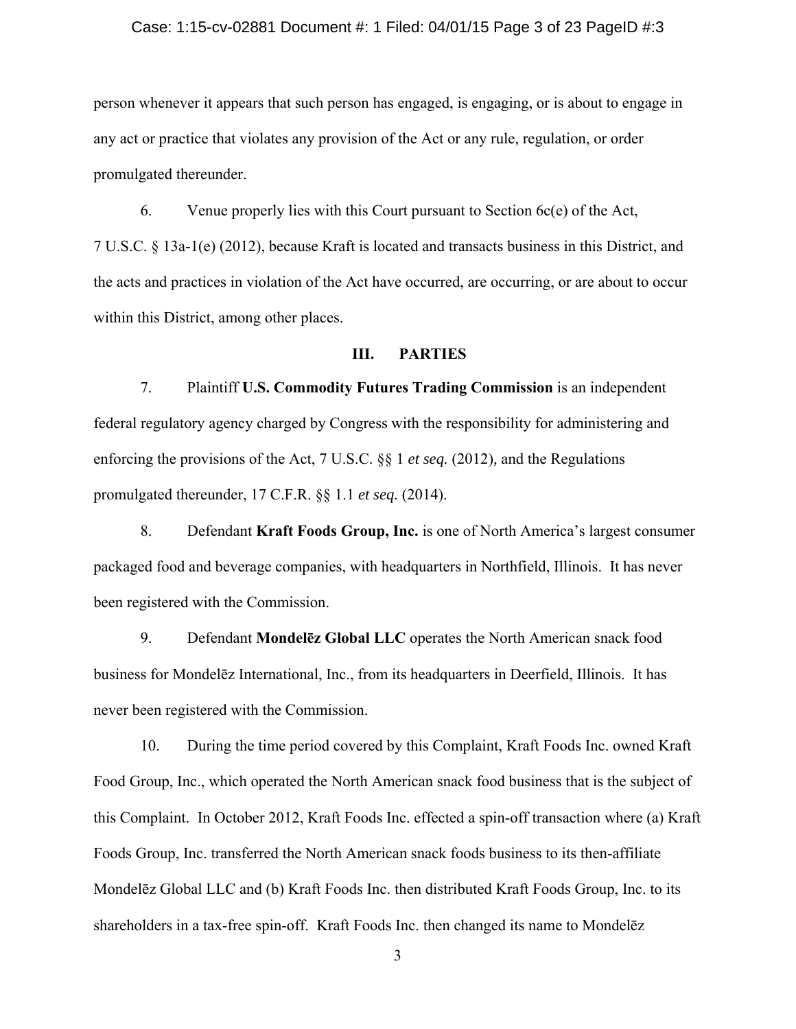person whenever it appears that such person has engaged, is engaging, or is about to engage in any act or practice that violates any provision of the Act or any rule, regulation, or order promulgated thereunder.

6. Venue properly lies with this Court pursuant to Section 6c(e) of the Act, 7 U.S.C. § 13a-1(e) (2012), because Kraft is located and transacts business in this District, and the acts and practices in violation of the Act have occurred, are occurring, or are about to occur within this District, among other places.

## III. PARTIES

7. Plaintiff **U.S. Commodity Futures Trading Commission** is an independent federal regulatory agency charged by Congress with the responsibility for administering and enforcing the provisions of the Act, 7 U.S.C. §§ 1 *et seq.* (2012), and the Regulations promulgated thereunder, 17 C.F.R. §§ 1.1 *et seq.* (2014).

8. Defendant **Kraft Foods Group, Inc.** is one of North America's largest consumer packaged food and beverage companies, with headquarters in Northfield, Illinois. It has never been registered with the Commission.

9. Defendant **Mondelēz Global LLC** operates the North American snack food business for Mondelēz International, Inc., from its headquarters in Deerfield, Illinois. It has never been registered with the Commission.

10. During the time period covered by this Complaint, Kraft Foods Inc. owned Kraft Food Group, Inc., which operated the North American snack food business that is the subject of this Complaint. In October 2012, Kraft Foods Inc. effected a spin-off transaction where (a) Kraft Foods Group, Inc. transferred the North American snack foods business to its then-affiliate Mondelēz Global LLC and (b) Kraft Foods Inc. then distributed Kraft Foods Group, Inc. to its shareholders in a tax-free spin-off. Kraft Foods Inc. then changed its name to Mondelēz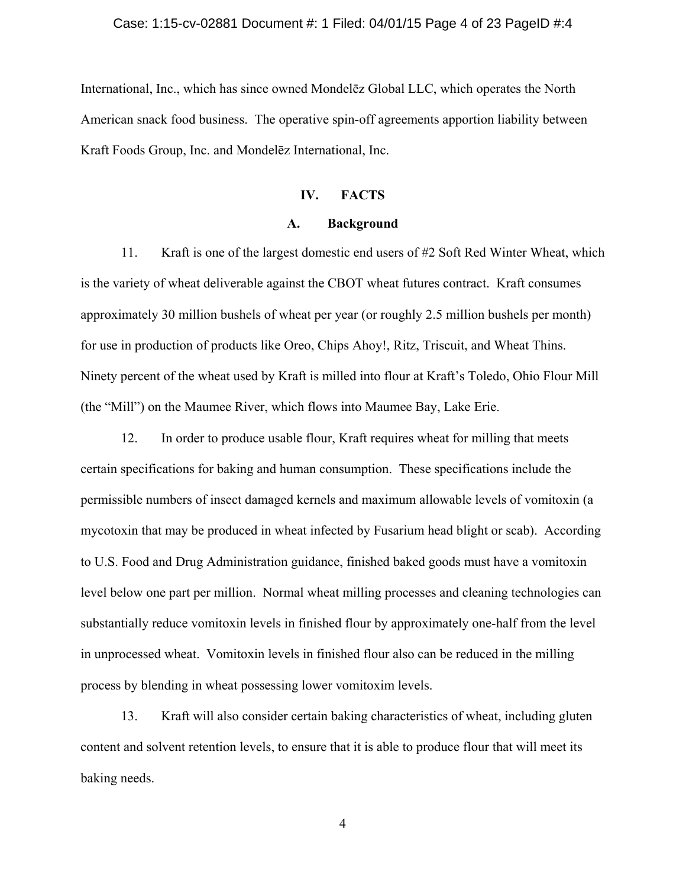International, Inc., which has since owned Mondelēz Global LLC, which operates the North American snack food business. The operative spin-off agreements apportion liability between Kraft Foods Group, Inc. and Mondelēz International, Inc.

## IV. FACTS

### A. Background

11. Kraft is one of the largest domestic end users of #2 Soft Red Winter Wheat, which is the variety of wheat deliverable against the CBOT wheat futures contract. Kraft consumes approximately 30 million bushels of wheat per year (or roughly 2.5 million bushels per month) for use in production of products like Oreo, Chips Ahoy!, Ritz, Triscuit, and Wheat Thins. Ninety percent of the wheat used by Kraft is milled into flour at Kraft's Toledo, Ohio Flour Mill (the "Mill") on the Maumee River, which flows into Maumee Bay, Lake Erie.

12. In order to produce usable flour, Kraft requires wheat for milling that meets certain specifications for baking and human consumption. These specifications include the permissible numbers of insect damaged kernels and maximum allowable levels of vomitoxin (a mycotoxin that may be produced in wheat infected by Fusarium head blight or scab). According to U.S. Food and Drug Administration guidance, finished baked goods must have a vomitoxin level below one part per million. Normal wheat milling processes and cleaning technologies can substantially reduce vomitoxin levels in finished flour by approximately one-half from the level in unprocessed wheat. Vomitoxin levels in finished flour also can be reduced in the milling process by blending in wheat possessing lower vomitoxim levels.

13. Kraft will also consider certain baking characteristics of wheat, including gluten content and solvent retention levels, to ensure that it is able to produce flour that will meet its baking needs.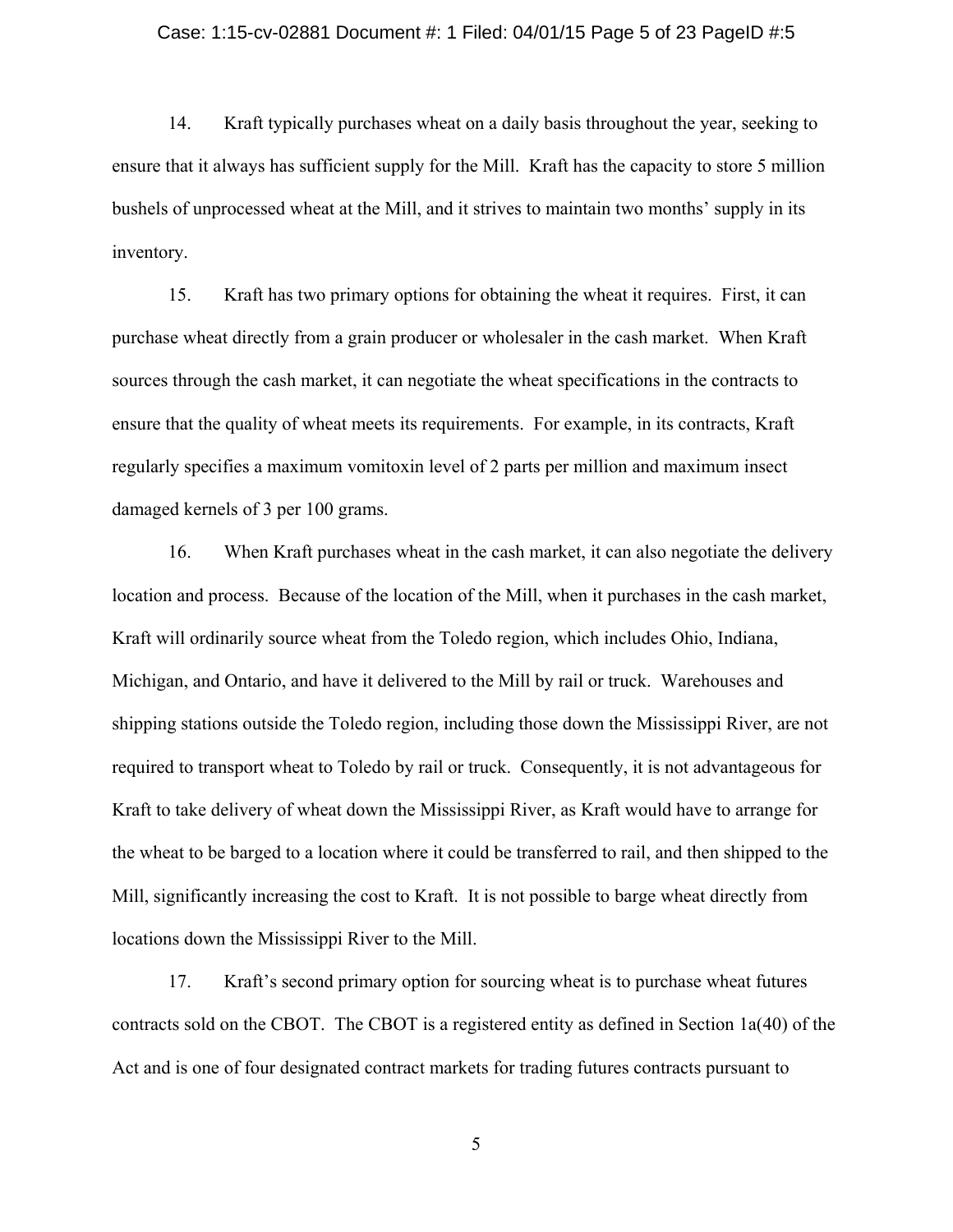14. Kraft typically purchases wheat on a daily basis throughout the year, seeking to ensure that it always has sufficient supply for the Mill. Kraft has the capacity to store 5 million bushels of unprocessed wheat at the Mill, and it strives to maintain two months' supply in its inventory.

15. Kraft has two primary options for obtaining the wheat it requires. First, it can purchase wheat directly from a grain producer or wholesaler in the cash market. When Kraft sources through the cash market, it can negotiate the wheat specifications in the contracts to ensure that the quality of wheat meets its requirements. For example, in its contracts, Kraft regularly specifies a maximum vomitoxin level of 2 parts per million and maximum insect damaged kernels of 3 per 100 grams.

16. When Kraft purchases wheat in the cash market, it can also negotiate the delivery location and process. Because of the location of the Mill, when it purchases in the cash market, Kraft will ordinarily source wheat from the Toledo region, which includes Ohio, Indiana, Michigan, and Ontario, and have it delivered to the Mill by rail or truck. Warehouses and shipping stations outside the Toledo region, including those down the Mississippi River, are not required to transport wheat to Toledo by rail or truck. Consequently, it is not advantageous for Kraft to take delivery of wheat down the Mississippi River, as Kraft would have to arrange for the wheat to be barged to a location where it could be transferred to rail, and then shipped to the Mill, significantly increasing the cost to Kraft. It is not possible to barge wheat directly from locations down the Mississippi River to the Mill.

17. Kraft's second primary option for sourcing wheat is to purchase wheat futures contracts sold on the CBOT. The CBOT is a registered entity as defined in Section 1a(40) of the Act and is one of four designated contract markets for trading futures contracts pursuant to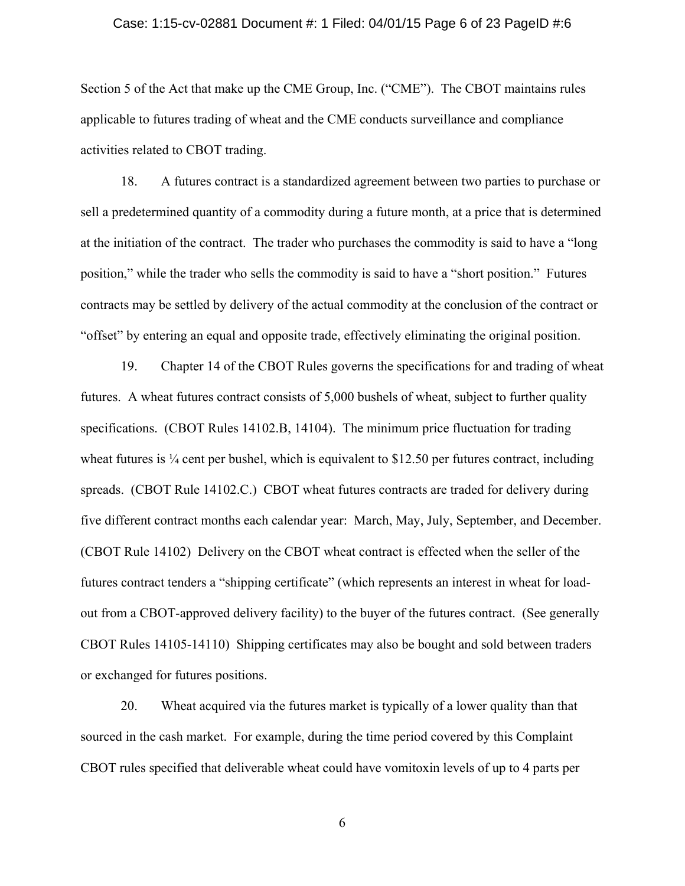Section 5 of the Act that make up the CME Group, Inc. ("CME"). The CBOT maintains rules applicable to futures trading of wheat and the CME conducts surveillance and compliance activities related to CBOT trading.

18. A futures contract is a standardized agreement between two parties to purchase or sell a predetermined quantity of a commodity during a future month, at a price that is determined at the initiation of the contract. The trader who purchases the commodity is said to have a "long position," while the trader who sells the commodity is said to have a "short position." Futures contracts may be settled by delivery of the actual commodity at the conclusion of the contract or "offset" by entering an equal and opposite trade, effectively eliminating the original position.

19. Chapter 14 of the CBOT Rules governs the specifications for and trading of wheat futures. A wheat futures contract consists of 5,000 bushels of wheat, subject to further quality specifications. (CBOT Rules 14102.B, 14104). The minimum price fluctuation for trading wheat futures is ¼ cent per bushel, which is equivalent to $12.50 per futures contract, including spreads. (CBOT Rule 14102.C.) CBOT wheat futures contracts are traded for delivery during five different contract months each calendar year: March, May, July, September, and December. (CBOT Rule 14102) Delivery on the CBOT wheat contract is effected when the seller of the futures contract tenders a "shipping certificate" (which represents an interest in wheat for load-out from a CBOT-approved delivery facility) to the buyer of the futures contract. (See generally CBOT Rules 14105-14110) Shipping certificates may also be bought and sold between traders or exchanged for futures positions.

20. Wheat acquired via the futures market is typically of a lower quality than that sourced in the cash market. For example, during the time period covered by this Complaint CBOT rules specified that deliverable wheat could have vomitoxin levels of up to 4 parts per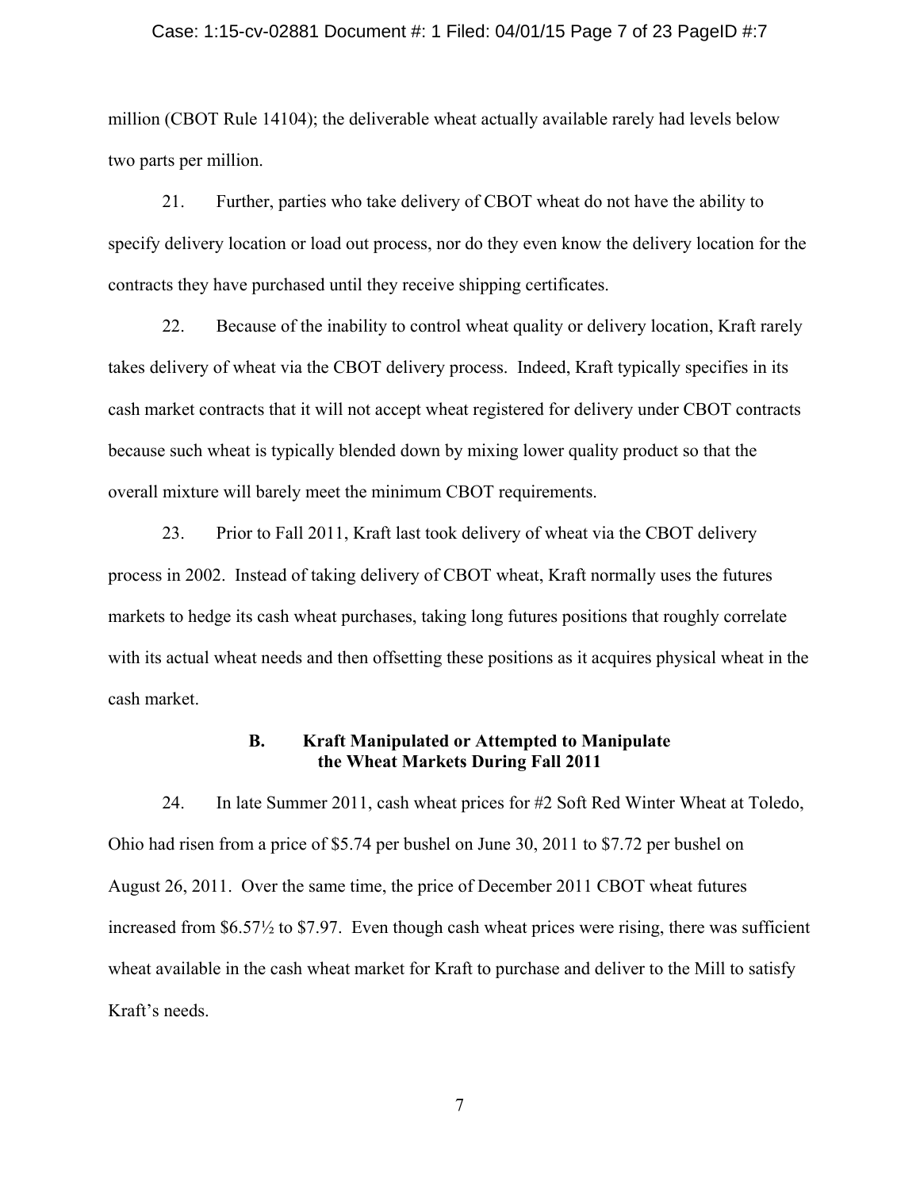million (CBOT Rule 14104); the deliverable wheat actually available rarely had levels below two parts per million.

21. Further, parties who take delivery of CBOT wheat do not have the ability to specify delivery location or load out process, nor do they even know the delivery location for the contracts they have purchased until they receive shipping certificates.

22. Because of the inability to control wheat quality or delivery location, Kraft rarely takes delivery of wheat via the CBOT delivery process. Indeed, Kraft typically specifies in its cash market contracts that it will not accept wheat registered for delivery under CBOT contracts because such wheat is typically blended down by mixing lower quality product so that the overall mixture will barely meet the minimum CBOT requirements.

23. Prior to Fall 2011, Kraft last took delivery of wheat via the CBOT delivery process in 2002. Instead of taking delivery of CBOT wheat, Kraft normally uses the futures markets to hedge its cash wheat purchases, taking long futures positions that roughly correlate with its actual wheat needs and then offsetting these positions as it acquires physical wheat in the cash market.

### B. Kraft Manipulated or Attempted to Manipulate the Wheat Markets During Fall 2011

24. In late Summer 2011, cash wheat prices for #2 Soft Red Winter Wheat at Toledo, Ohio had risen from a price of $5.74 per bushel on June 30, 2011 to $7.72 per bushel on August 26, 2011. Over the same time, the price of December 2011 CBOT wheat futures increased from $6.57½ to $7.97. Even though cash wheat prices were rising, there was sufficient wheat available in the cash wheat market for Kraft to purchase and deliver to the Mill to satisfy Kraft's needs.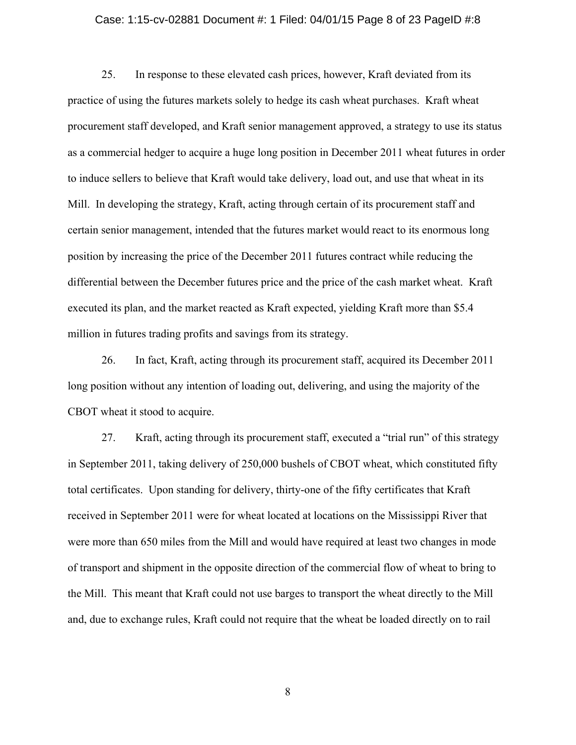25. In response to these elevated cash prices, however, Kraft deviated from its practice of using the futures markets solely to hedge its cash wheat purchases. Kraft wheat procurement staff developed, and Kraft senior management approved, a strategy to use its status as a commercial hedger to acquire a huge long position in December 2011 wheat futures in order to induce sellers to believe that Kraft would take delivery, load out, and use that wheat in its Mill. In developing the strategy, Kraft, acting through certain of its procurement staff and certain senior management, intended that the futures market would react to its enormous long position by increasing the price of the December 2011 futures contract while reducing the differential between the December futures price and the price of the cash market wheat. Kraft executed its plan, and the market reacted as Kraft expected, yielding Kraft more than $5.4 million in futures trading profits and savings from its strategy.

26. In fact, Kraft, acting through its procurement staff, acquired its December 2011 long position without any intention of loading out, delivering, and using the majority of the CBOT wheat it stood to acquire.

27. Kraft, acting through its procurement staff, executed a "trial run" of this strategy in September 2011, taking delivery of 250,000 bushels of CBOT wheat, which constituted fifty total certificates. Upon standing for delivery, thirty-one of the fifty certificates that Kraft received in September 2011 were for wheat located at locations on the Mississippi River that were more than 650 miles from the Mill and would have required at least two changes in mode of transport and shipment in the opposite direction of the commercial flow of wheat to bring to the Mill. This meant that Kraft could not use barges to transport the wheat directly to the Mill and, due to exchange rules, Kraft could not require that the wheat be loaded directly on to rail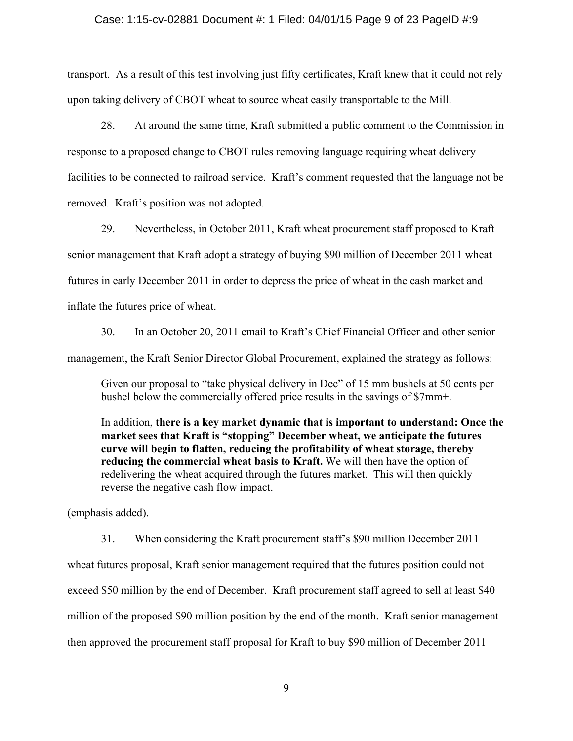transport. As a result of this test involving just fifty certificates, Kraft knew that it could not rely upon taking delivery of CBOT wheat to source wheat easily transportable to the Mill.

28. At around the same time, Kraft submitted a public comment to the Commission in response to a proposed change to CBOT rules removing language requiring wheat delivery facilities to be connected to railroad service. Kraft's comment requested that the language not be removed. Kraft's position was not adopted.

29. Nevertheless, in October 2011, Kraft wheat procurement staff proposed to Kraft senior management that Kraft adopt a strategy of buying $90 million of December 2011 wheat futures in early December 2011 in order to depress the price of wheat in the cash market and inflate the futures price of wheat.

30. In an October 20, 2011 email to Kraft's Chief Financial Officer and other senior management, the Kraft Senior Director Global Procurement, explained the strategy as follows:

> Given our proposal to "take physical delivery in Dec" of 15 mm bushels at 50 cents per bushel below the commercially offered price results in the savings of $7mm+.
>
> In addition, **there is a key market dynamic that is important to understand: Once the market sees that Kraft is "stopping" December wheat, we anticipate the futures curve will begin to flatten, reducing the profitability of wheat storage, thereby reducing the commercial wheat basis to Kraft.** We will then have the option of redelivering the wheat acquired through the futures market. This will then quickly reverse the negative cash flow impact.

(emphasis added).

31. When considering the Kraft procurement staff's $90 million December 2011 wheat futures proposal, Kraft senior management required that the futures position could not exceed $50 million by the end of December. Kraft procurement staff agreed to sell at least $40 million of the proposed $90 million position by the end of the month. Kraft senior management then approved the procurement staff proposal for Kraft to buy $90 million of December 2011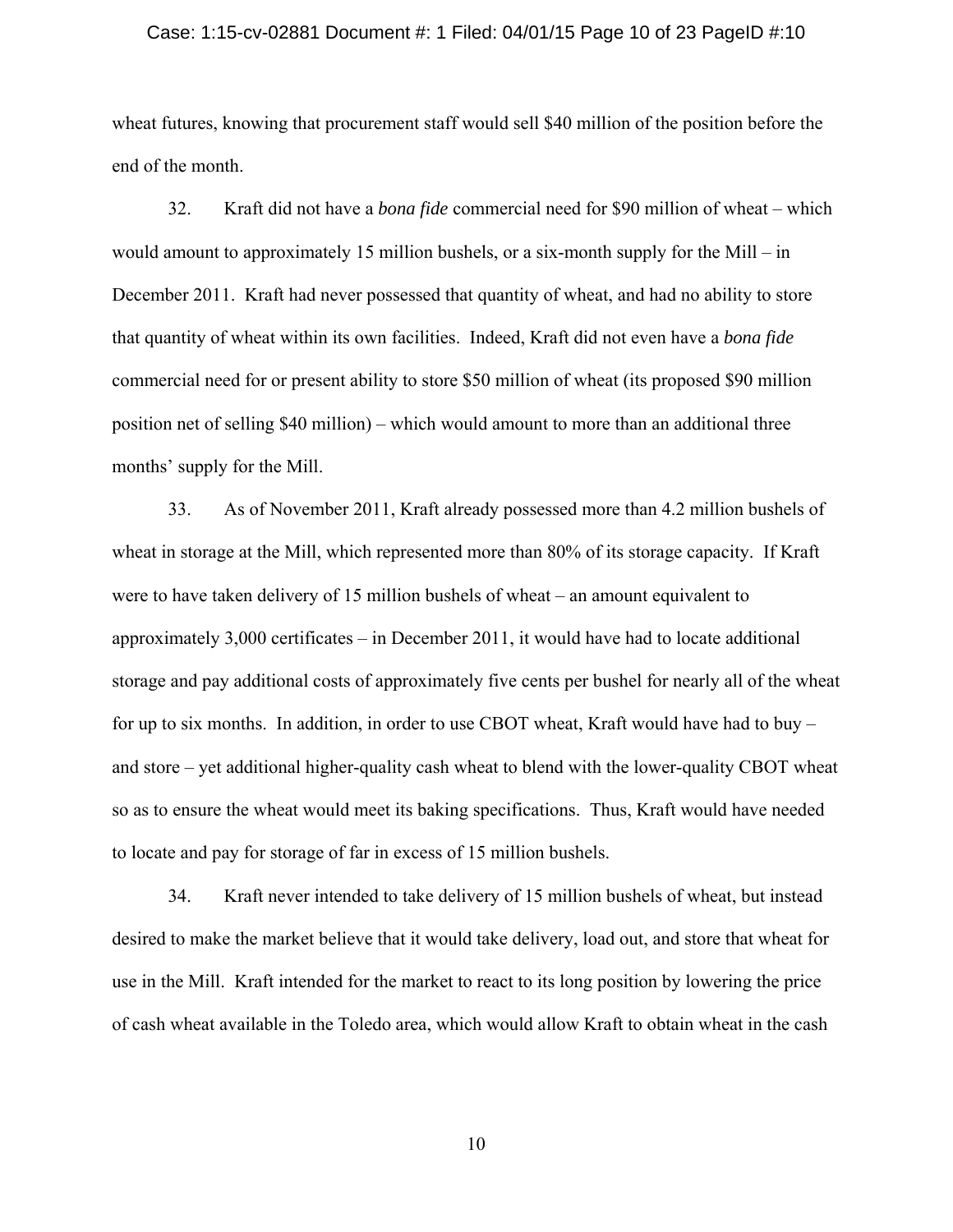wheat futures, knowing that procurement staff would sell $40 million of the position before the end of the month.

32. Kraft did not have a *bona fide* commercial need for $90 million of wheat – which would amount to approximately 15 million bushels, or a six-month supply for the Mill – in December 2011. Kraft had never possessed that quantity of wheat, and had no ability to store that quantity of wheat within its own facilities. Indeed, Kraft did not even have a *bona fide* commercial need for or present ability to store $50 million of wheat (its proposed $90 million position net of selling $40 million) – which would amount to more than an additional three months' supply for the Mill.

33. As of November 2011, Kraft already possessed more than 4.2 million bushels of wheat in storage at the Mill, which represented more than 80% of its storage capacity. If Kraft were to have taken delivery of 15 million bushels of wheat – an amount equivalent to approximately 3,000 certificates – in December 2011, it would have had to locate additional storage and pay additional costs of approximately five cents per bushel for nearly all of the wheat for up to six months. In addition, in order to use CBOT wheat, Kraft would have had to buy – and store – yet additional higher-quality cash wheat to blend with the lower-quality CBOT wheat so as to ensure the wheat would meet its baking specifications. Thus, Kraft would have needed to locate and pay for storage of far in excess of 15 million bushels.

34. Kraft never intended to take delivery of 15 million bushels of wheat, but instead desired to make the market believe that it would take delivery, load out, and store that wheat for use in the Mill. Kraft intended for the market to react to its long position by lowering the price of cash wheat available in the Toledo area, which would allow Kraft to obtain wheat in the cash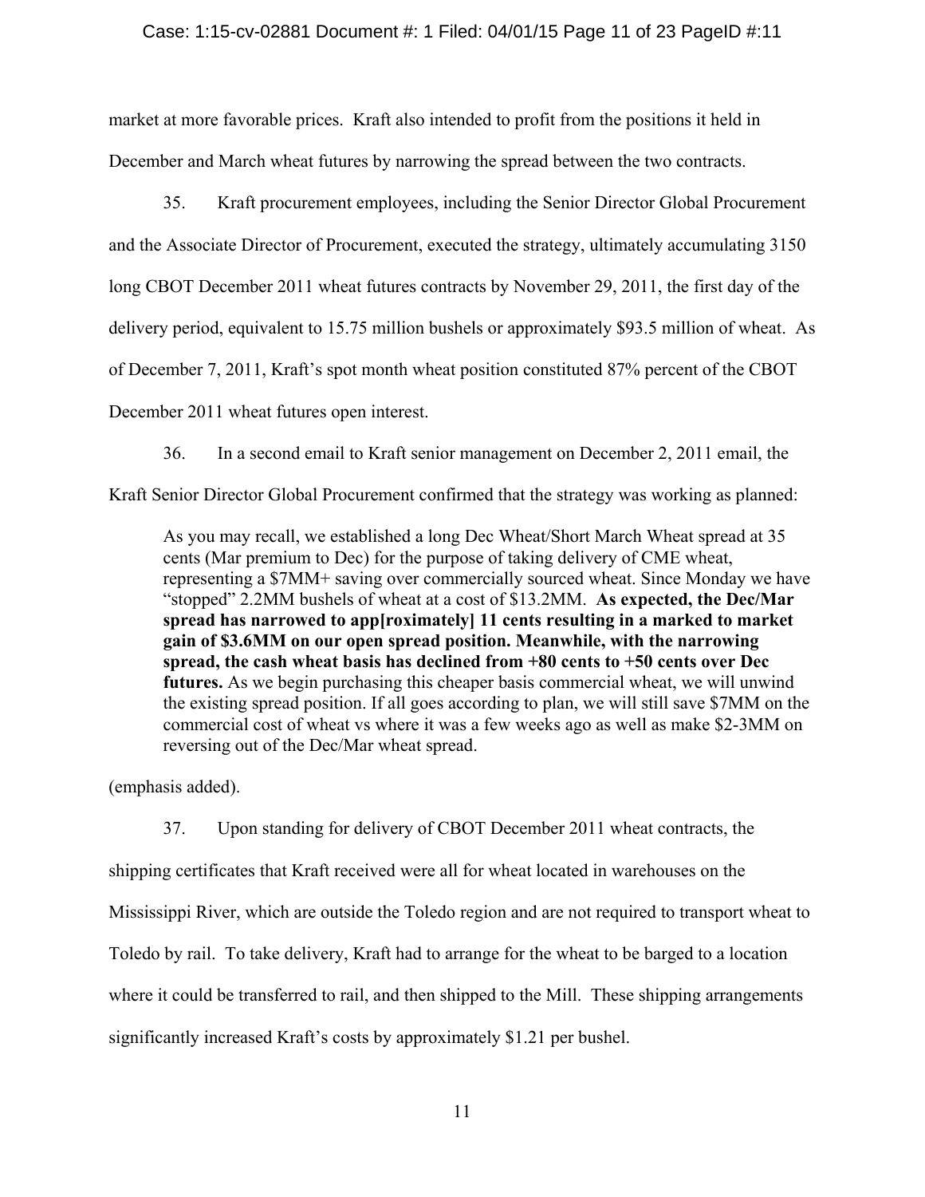market at more favorable prices. Kraft also intended to profit from the positions it held in December and March wheat futures by narrowing the spread between the two contracts.

35. Kraft procurement employees, including the Senior Director Global Procurement and the Associate Director of Procurement, executed the strategy, ultimately accumulating 3150 long CBOT December 2011 wheat futures contracts by November 29, 2011, the first day of the delivery period, equivalent to 15.75 million bushels or approximately $93.5 million of wheat. As of December 7, 2011, Kraft's spot month wheat position constituted 87% percent of the CBOT December 2011 wheat futures open interest.

36. In a second email to Kraft senior management on December 2, 2011 email, the Kraft Senior Director Global Procurement confirmed that the strategy was working as planned:

> As you may recall, we established a long Dec Wheat/Short March Wheat spread at 35 cents (Mar premium to Dec) for the purpose of taking delivery of CME wheat, representing a $7MM+ saving over commercially sourced wheat. Since Monday we have "stopped" 2.2MM bushels of wheat at a cost of $13.2MM. **As expected, the Dec/Mar spread has narrowed to app[roximately] 11 cents resulting in a marked to market gain of $3.6MM on our open spread position. Meanwhile, with the narrowing spread, the cash wheat basis has declined from +80 cents to +50 cents over Dec futures.** As we begin purchasing this cheaper basis commercial wheat, we will unwind the existing spread position. If all goes according to plan, we will still save $7MM on the commercial cost of wheat vs where it was a few weeks ago as well as make $2-3MM on reversing out of the Dec/Mar wheat spread.

(emphasis added).

37. Upon standing for delivery of CBOT December 2011 wheat contracts, the shipping certificates that Kraft received were all for wheat located in warehouses on the Mississippi River, which are outside the Toledo region and are not required to transport wheat to Toledo by rail. To take delivery, Kraft had to arrange for the wheat to be barged to a location where it could be transferred to rail, and then shipped to the Mill. These shipping arrangements significantly increased Kraft's costs by approximately $1.21 per bushel.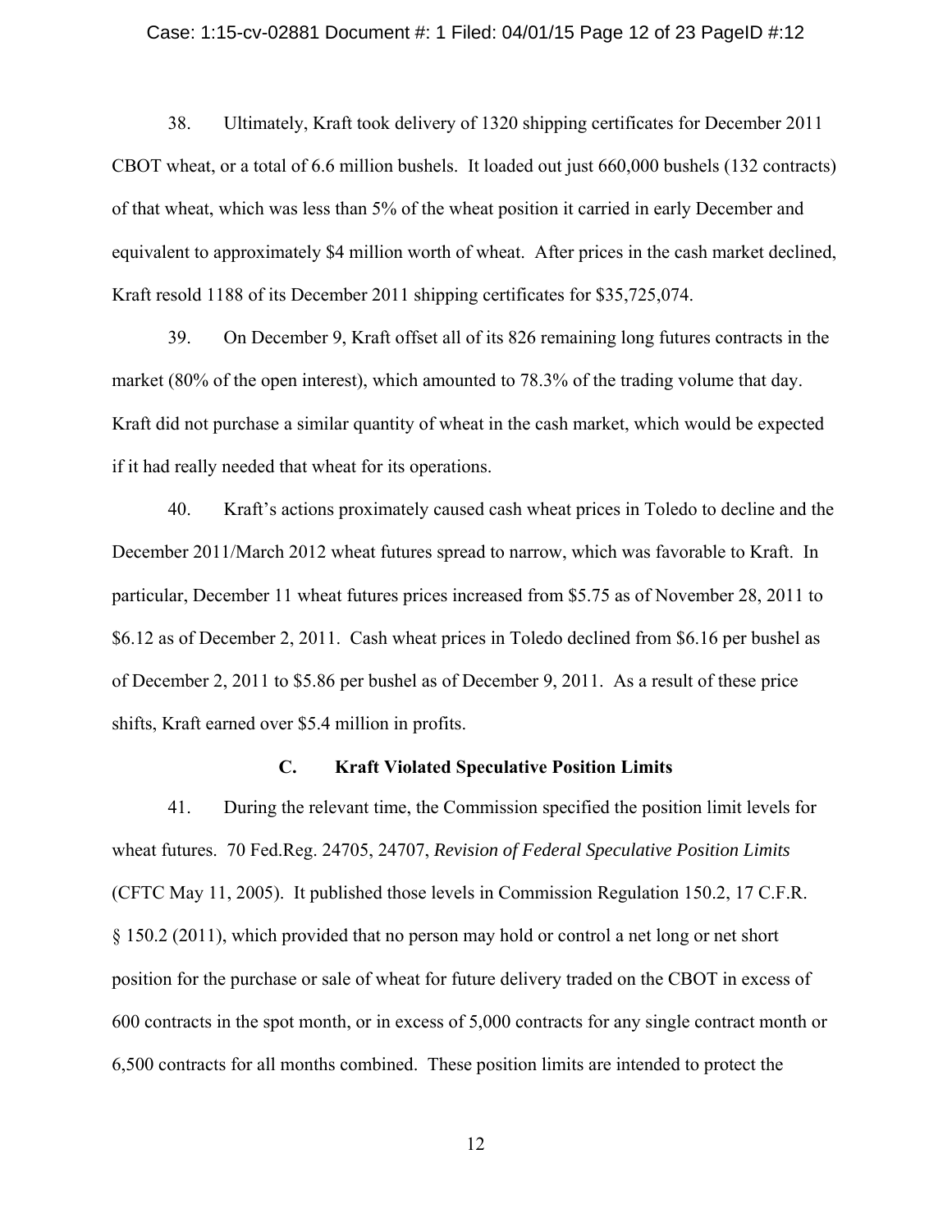38. Ultimately, Kraft took delivery of 1320 shipping certificates for December 2011 CBOT wheat, or a total of 6.6 million bushels. It loaded out just 660,000 bushels (132 contracts) of that wheat, which was less than 5% of the wheat position it carried in early December and equivalent to approximately $4 million worth of wheat. After prices in the cash market declined, Kraft resold 1188 of its December 2011 shipping certificates for $35,725,074.

39. On December 9, Kraft offset all of its 826 remaining long futures contracts in the market (80% of the open interest), which amounted to 78.3% of the trading volume that day. Kraft did not purchase a similar quantity of wheat in the cash market, which would be expected if it had really needed that wheat for its operations.

40. Kraft's actions proximately caused cash wheat prices in Toledo to decline and the December 2011/March 2012 wheat futures spread to narrow, which was favorable to Kraft. In particular, December 11 wheat futures prices increased from $5.75 as of November 28, 2011 to $6.12 as of December 2, 2011. Cash wheat prices in Toledo declined from $6.16 per bushel as of December 2, 2011 to $5.86 per bushel as of December 9, 2011. As a result of these price shifts, Kraft earned over $5.4 million in profits.

### C. Kraft Violated Speculative Position Limits

41. During the relevant time, the Commission specified the position limit levels for wheat futures. 70 Fed.Reg. 24705, 24707, *Revision of Federal Speculative Position Limits* (CFTC May 11, 2005). It published those levels in Commission Regulation 150.2, 17 C.F.R. § 150.2 (2011), which provided that no person may hold or control a net long or net short position for the purchase or sale of wheat for future delivery traded on the CBOT in excess of 600 contracts in the spot month, or in excess of 5,000 contracts for any single contract month or 6,500 contracts for all months combined. These position limits are intended to protect the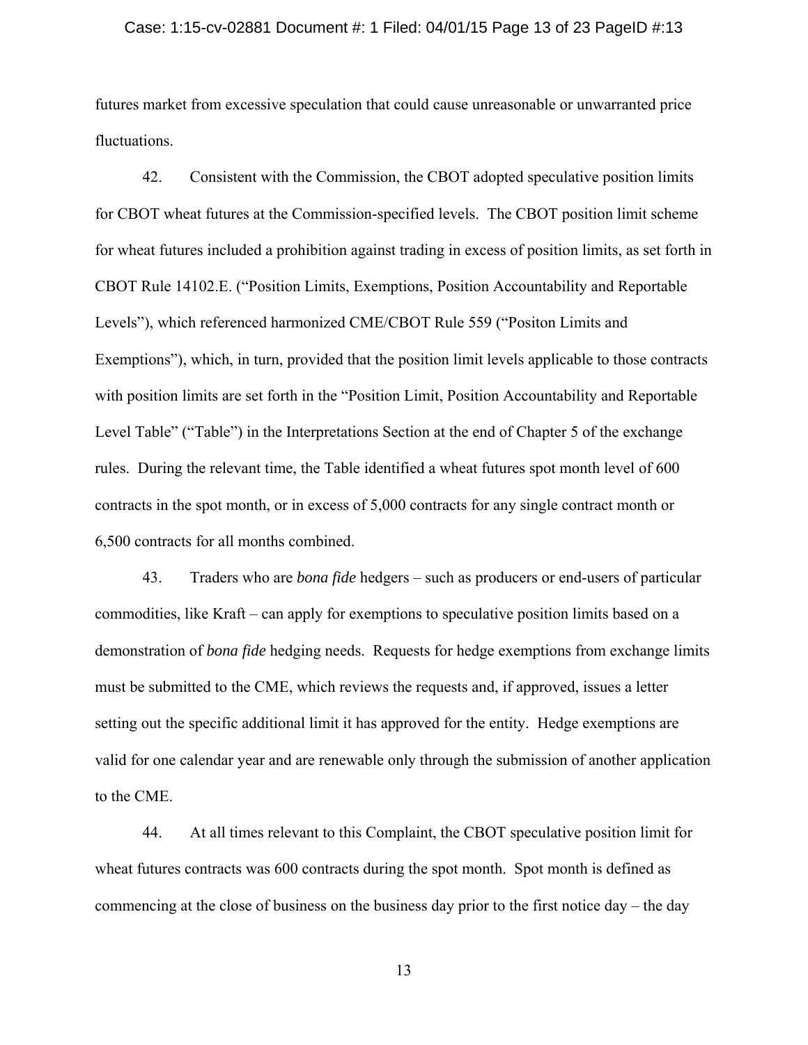futures market from excessive speculation that could cause unreasonable or unwarranted price fluctuations.

42. Consistent with the Commission, the CBOT adopted speculative position limits for CBOT wheat futures at the Commission-specified levels. The CBOT position limit scheme for wheat futures included a prohibition against trading in excess of position limits, as set forth in CBOT Rule 14102.E. ("Position Limits, Exemptions, Position Accountability and Reportable Levels"), which referenced harmonized CME/CBOT Rule 559 ("Positon Limits and Exemptions"), which, in turn, provided that the position limit levels applicable to those contracts with position limits are set forth in the "Position Limit, Position Accountability and Reportable Level Table" ("Table") in the Interpretations Section at the end of Chapter 5 of the exchange rules. During the relevant time, the Table identified a wheat futures spot month level of 600 contracts in the spot month, or in excess of 5,000 contracts for any single contract month or 6,500 contracts for all months combined.

43. Traders who are *bona fide* hedgers – such as producers or end-users of particular commodities, like Kraft – can apply for exemptions to speculative position limits based on a demonstration of *bona fide* hedging needs. Requests for hedge exemptions from exchange limits must be submitted to the CME, which reviews the requests and, if approved, issues a letter setting out the specific additional limit it has approved for the entity. Hedge exemptions are valid for one calendar year and are renewable only through the submission of another application to the CME.

44. At all times relevant to this Complaint, the CBOT speculative position limit for wheat futures contracts was 600 contracts during the spot month. Spot month is defined as commencing at the close of business on the business day prior to the first notice day – the day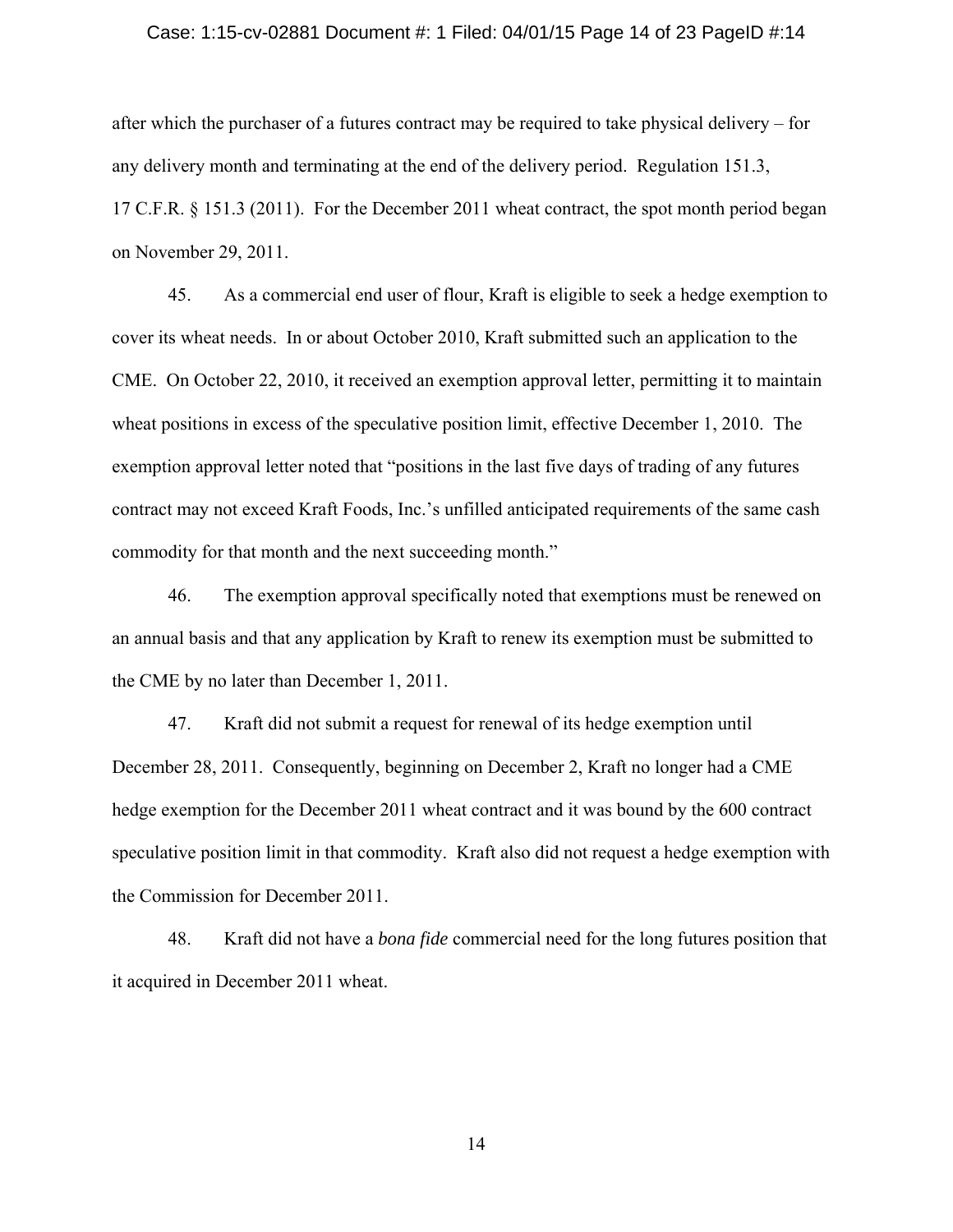after which the purchaser of a futures contract may be required to take physical delivery – for any delivery month and terminating at the end of the delivery period. Regulation 151.3, 17 C.F.R. § 151.3 (2011). For the December 2011 wheat contract, the spot month period began on November 29, 2011.

45. As a commercial end user of flour, Kraft is eligible to seek a hedge exemption to cover its wheat needs. In or about October 2010, Kraft submitted such an application to the CME. On October 22, 2010, it received an exemption approval letter, permitting it to maintain wheat positions in excess of the speculative position limit, effective December 1, 2010. The exemption approval letter noted that "positions in the last five days of trading of any futures contract may not exceed Kraft Foods, Inc.'s unfilled anticipated requirements of the same cash commodity for that month and the next succeeding month."

46. The exemption approval specifically noted that exemptions must be renewed on an annual basis and that any application by Kraft to renew its exemption must be submitted to the CME by no later than December 1, 2011.

47. Kraft did not submit a request for renewal of its hedge exemption until December 28, 2011. Consequently, beginning on December 2, Kraft no longer had a CME hedge exemption for the December 2011 wheat contract and it was bound by the 600 contract speculative position limit in that commodity. Kraft also did not request a hedge exemption with the Commission for December 2011.

48. Kraft did not have a *bona fide* commercial need for the long futures position that it acquired in December 2011 wheat.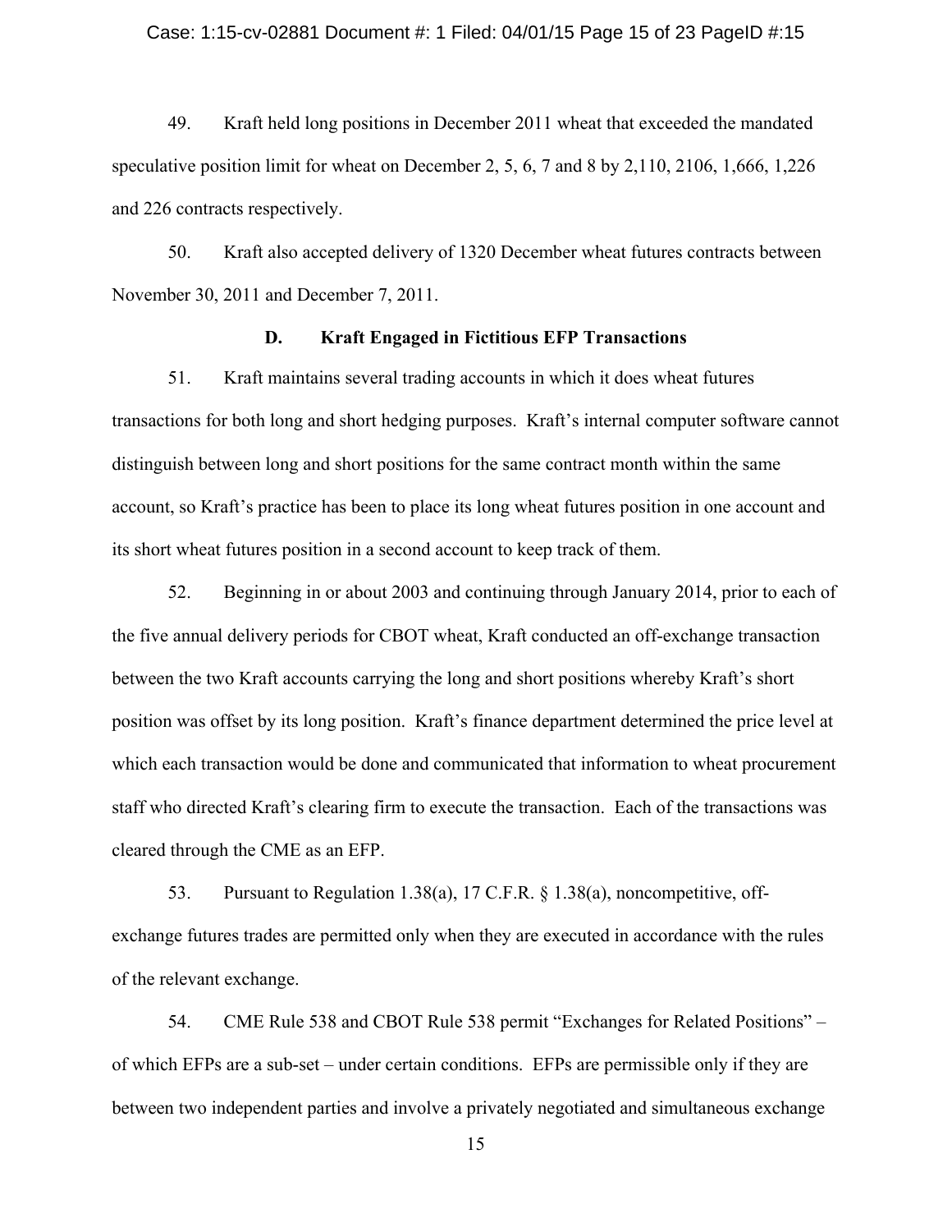49. Kraft held long positions in December 2011 wheat that exceeded the mandated speculative position limit for wheat on December 2, 5, 6, 7 and 8 by 2,110, 2106, 1,666, 1,226 and 226 contracts respectively.

50. Kraft also accepted delivery of 1320 December wheat futures contracts between November 30, 2011 and December 7, 2011.

### D. Kraft Engaged in Fictitious EFP Transactions

51. Kraft maintains several trading accounts in which it does wheat futures transactions for both long and short hedging purposes. Kraft's internal computer software cannot distinguish between long and short positions for the same contract month within the same account, so Kraft's practice has been to place its long wheat futures position in one account and its short wheat futures position in a second account to keep track of them.

52. Beginning in or about 2003 and continuing through January 2014, prior to each of the five annual delivery periods for CBOT wheat, Kraft conducted an off-exchange transaction between the two Kraft accounts carrying the long and short positions whereby Kraft's short position was offset by its long position. Kraft's finance department determined the price level at which each transaction would be done and communicated that information to wheat procurement staff who directed Kraft's clearing firm to execute the transaction. Each of the transactions was cleared through the CME as an EFP.

53. Pursuant to Regulation 1.38(a), 17 C.F.R. § 1.38(a), noncompetitive, off-exchange futures trades are permitted only when they are executed in accordance with the rules of the relevant exchange.

54. CME Rule 538 and CBOT Rule 538 permit "Exchanges for Related Positions" – of which EFPs are a sub-set – under certain conditions. EFPs are permissible only if they are between two independent parties and involve a privately negotiated and simultaneous exchange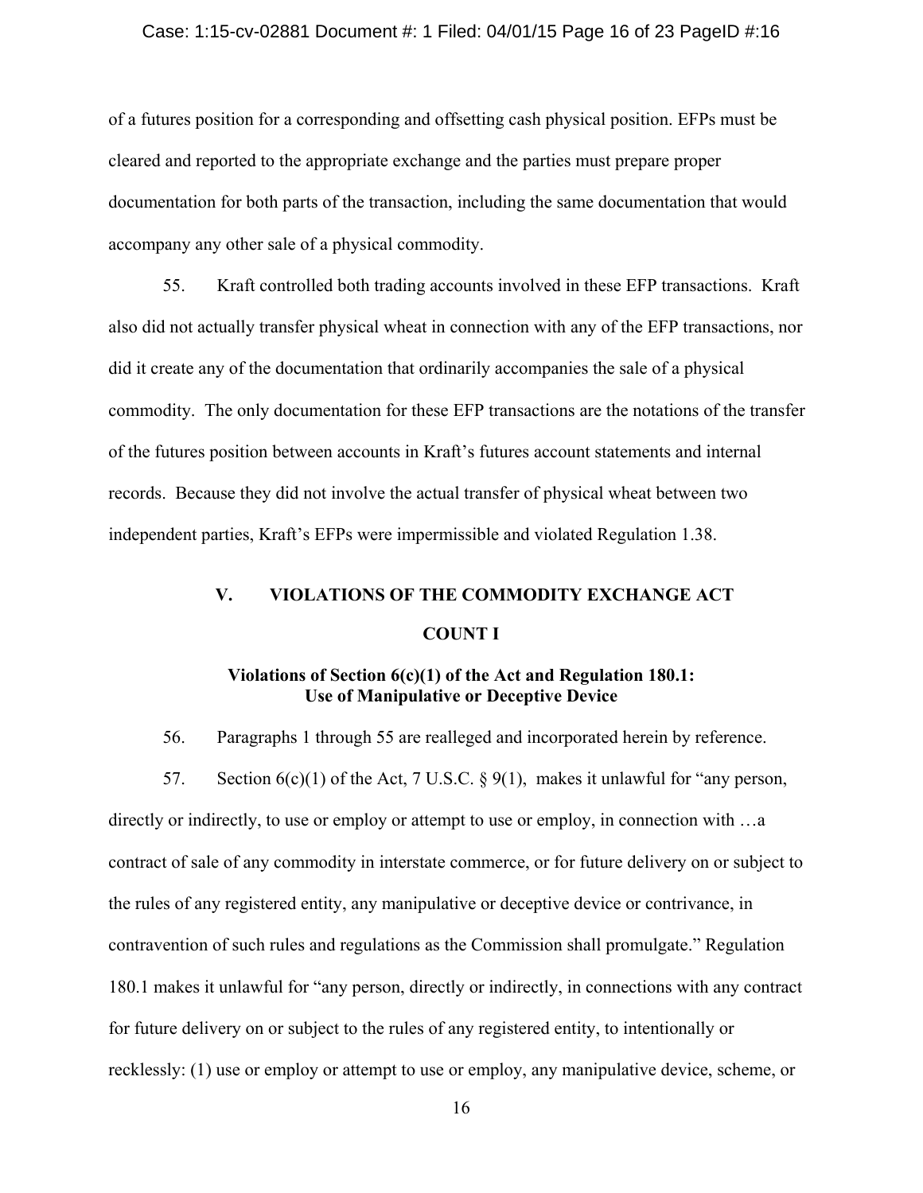of a futures position for a corresponding and offsetting cash physical position. EFPs must be cleared and reported to the appropriate exchange and the parties must prepare proper documentation for both parts of the transaction, including the same documentation that would accompany any other sale of a physical commodity.

55. Kraft controlled both trading accounts involved in these EFP transactions. Kraft also did not actually transfer physical wheat in connection with any of the EFP transactions, nor did it create any of the documentation that ordinarily accompanies the sale of a physical commodity. The only documentation for these EFP transactions are the notations of the transfer of the futures position between accounts in Kraft's futures account statements and internal records. Because they did not involve the actual transfer of physical wheat between two independent parties, Kraft's EFPs were impermissible and violated Regulation 1.38.

## V. VIOLATIONS OF THE COMMODITY EXCHANGE ACT

### COUNT I

### Violations of Section 6(c)(1) of the Act and Regulation 180.1: Use of Manipulative or Deceptive Device

56. Paragraphs 1 through 55 are realleged and incorporated herein by reference.

57. Section 6(c)(1) of the Act, 7 U.S.C. § 9(1), makes it unlawful for "any person, directly or indirectly, to use or employ or attempt to use or employ, in connection with …a contract of sale of any commodity in interstate commerce, or for future delivery on or subject to the rules of any registered entity, any manipulative or deceptive device or contrivance, in contravention of such rules and regulations as the Commission shall promulgate." Regulation 180.1 makes it unlawful for "any person, directly or indirectly, in connections with any contract for future delivery on or subject to the rules of any registered entity, to intentionally or recklessly: (1) use or employ or attempt to use or employ, any manipulative device, scheme, or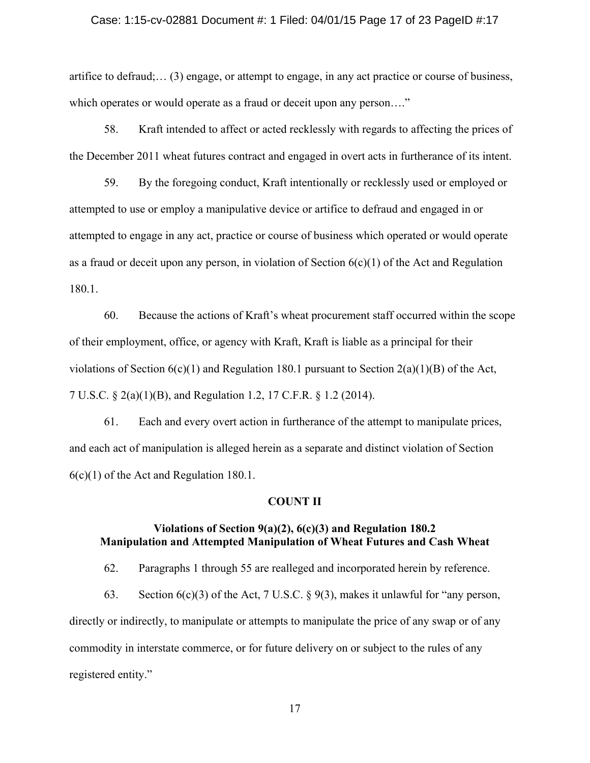artifice to defraud;… (3) engage, or attempt to engage, in any act practice or course of business, which operates or would operate as a fraud or deceit upon any person…."

58. Kraft intended to affect or acted recklessly with regards to affecting the prices of the December 2011 wheat futures contract and engaged in overt acts in furtherance of its intent.

59. By the foregoing conduct, Kraft intentionally or recklessly used or employed or attempted to use or employ a manipulative device or artifice to defraud and engaged in or attempted to engage in any act, practice or course of business which operated or would operate as a fraud or deceit upon any person, in violation of Section 6(c)(1) of the Act and Regulation 180.1.

60. Because the actions of Kraft's wheat procurement staff occurred within the scope of their employment, office, or agency with Kraft, Kraft is liable as a principal for their violations of Section 6(c)(1) and Regulation 180.1 pursuant to Section 2(a)(1)(B) of the Act, 7 U.S.C. § 2(a)(1)(B), and Regulation 1.2, 17 C.F.R. § 1.2 (2014).

61. Each and every overt action in furtherance of the attempt to manipulate prices, and each act of manipulation is alleged herein as a separate and distinct violation of Section 6(c)(1) of the Act and Regulation 180.1.

## COUNT II

### Violations of Section 9(a)(2), 6(c)(3) and Regulation 180.2
### Manipulation and Attempted Manipulation of Wheat Futures and Cash Wheat

62. Paragraphs 1 through 55 are realleged and incorporated herein by reference.

63. Section 6(c)(3) of the Act, 7 U.S.C. § 9(3), makes it unlawful for "any person, directly or indirectly, to manipulate or attempts to manipulate the price of any swap or of any commodity in interstate commerce, or for future delivery on or subject to the rules of any registered entity."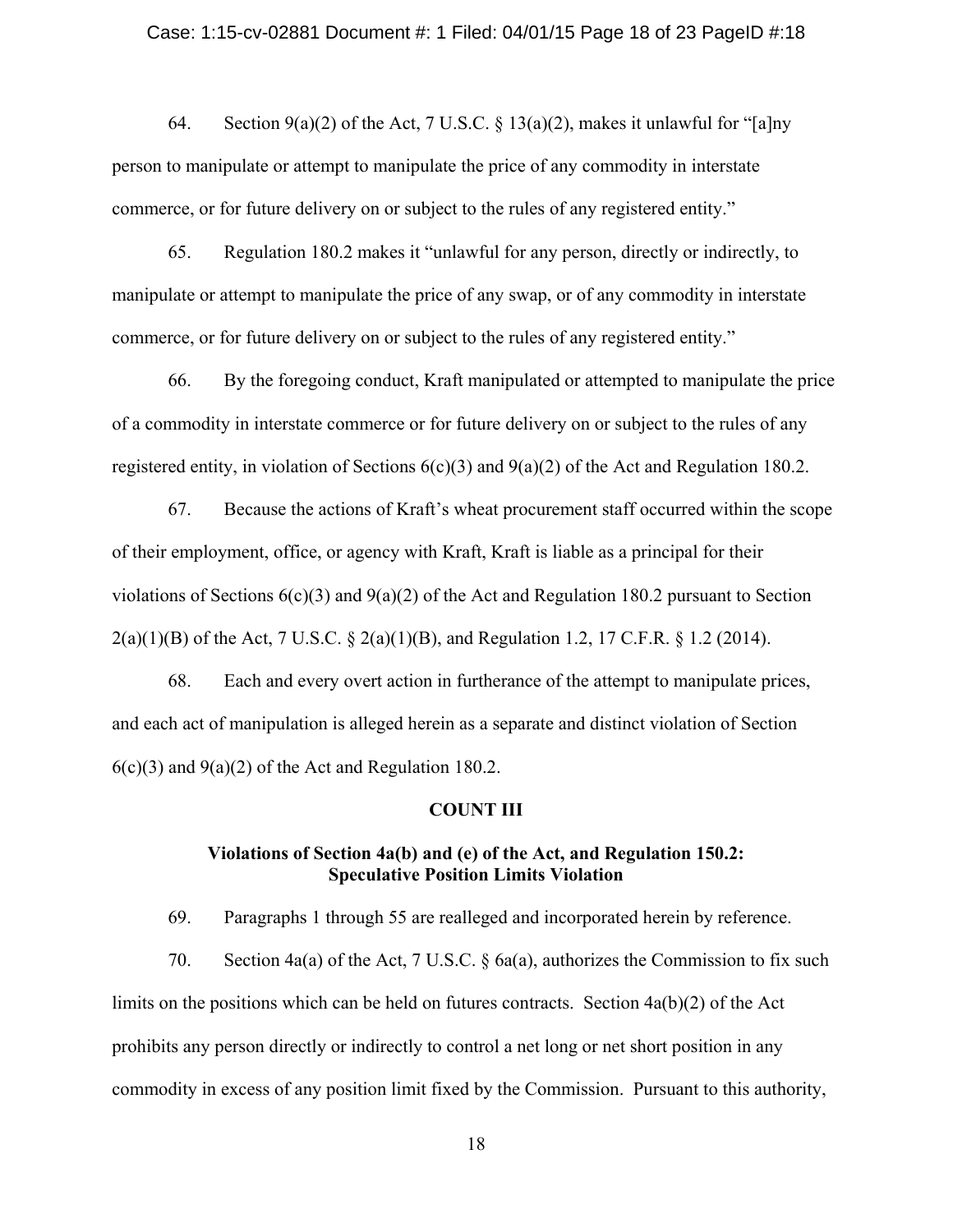64. Section 9(a)(2) of the Act, 7 U.S.C. § 13(a)(2), makes it unlawful for "[a]ny person to manipulate or attempt to manipulate the price of any commodity in interstate commerce, or for future delivery on or subject to the rules of any registered entity."

65. Regulation 180.2 makes it "unlawful for any person, directly or indirectly, to manipulate or attempt to manipulate the price of any swap, or of any commodity in interstate commerce, or for future delivery on or subject to the rules of any registered entity."

66. By the foregoing conduct, Kraft manipulated or attempted to manipulate the price of a commodity in interstate commerce or for future delivery on or subject to the rules of any registered entity, in violation of Sections 6(c)(3) and 9(a)(2) of the Act and Regulation 180.2.

67. Because the actions of Kraft's wheat procurement staff occurred within the scope of their employment, office, or agency with Kraft, Kraft is liable as a principal for their violations of Sections 6(c)(3) and 9(a)(2) of the Act and Regulation 180.2 pursuant to Section 2(a)(1)(B) of the Act, 7 U.S.C. § 2(a)(1)(B), and Regulation 1.2, 17 C.F.R. § 1.2 (2014).

68. Each and every overt action in furtherance of the attempt to manipulate prices, and each act of manipulation is alleged herein as a separate and distinct violation of Section 6(c)(3) and 9(a)(2) of the Act and Regulation 180.2.

## COUNT III

### Violations of Section 4a(b) and (e) of the Act, and Regulation 150.2: Speculative Position Limits Violation

69. Paragraphs 1 through 55 are realleged and incorporated herein by reference.

70. Section 4a(a) of the Act, 7 U.S.C. § 6a(a), authorizes the Commission to fix such limits on the positions which can be held on futures contracts. Section 4a(b)(2) of the Act prohibits any person directly or indirectly to control a net long or net short position in any commodity in excess of any position limit fixed by the Commission. Pursuant to this authority,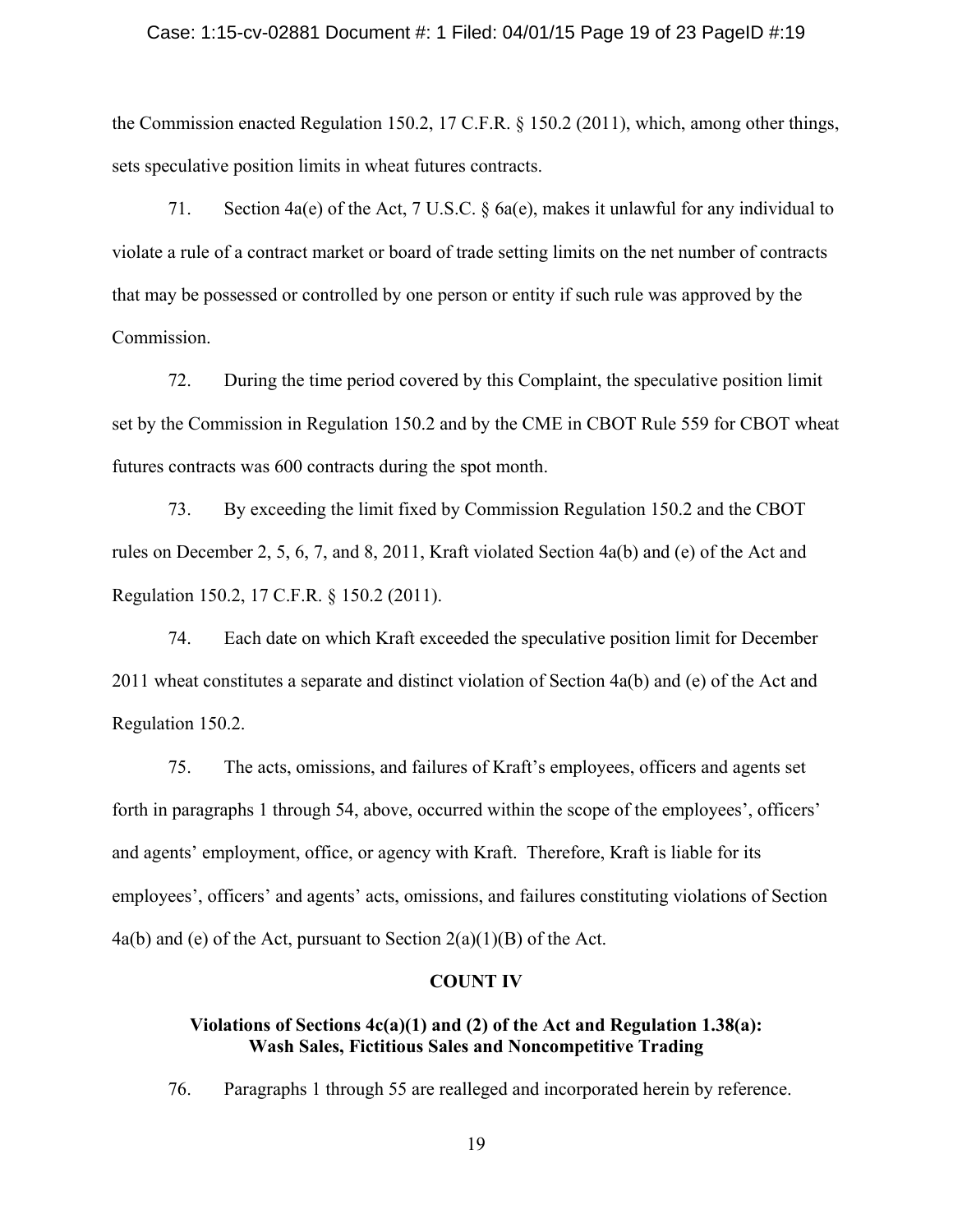the Commission enacted Regulation 150.2, 17 C.F.R. § 150.2 (2011), which, among other things, sets speculative position limits in wheat futures contracts.

71. Section 4a(e) of the Act, 7 U.S.C. § 6a(e), makes it unlawful for any individual to violate a rule of a contract market or board of trade setting limits on the net number of contracts that may be possessed or controlled by one person or entity if such rule was approved by the Commission.

72. During the time period covered by this Complaint, the speculative position limit set by the Commission in Regulation 150.2 and by the CME in CBOT Rule 559 for CBOT wheat futures contracts was 600 contracts during the spot month.

73. By exceeding the limit fixed by Commission Regulation 150.2 and the CBOT rules on December 2, 5, 6, 7, and 8, 2011, Kraft violated Section 4a(b) and (e) of the Act and Regulation 150.2, 17 C.F.R. § 150.2 (2011).

74. Each date on which Kraft exceeded the speculative position limit for December 2011 wheat constitutes a separate and distinct violation of Section 4a(b) and (e) of the Act and Regulation 150.2.

75. The acts, omissions, and failures of Kraft's employees, officers and agents set forth in paragraphs 1 through 54, above, occurred within the scope of the employees', officers' and agents' employment, office, or agency with Kraft. Therefore, Kraft is liable for its employees', officers' and agents' acts, omissions, and failures constituting violations of Section 4a(b) and (e) of the Act, pursuant to Section 2(a)(1)(B) of the Act.

## COUNT IV

### Violations of Sections 4c(a)(1) and (2) of the Act and Regulation 1.38(a): Wash Sales, Fictitious Sales and Noncompetitive Trading

76. Paragraphs 1 through 55 are realleged and incorporated herein by reference.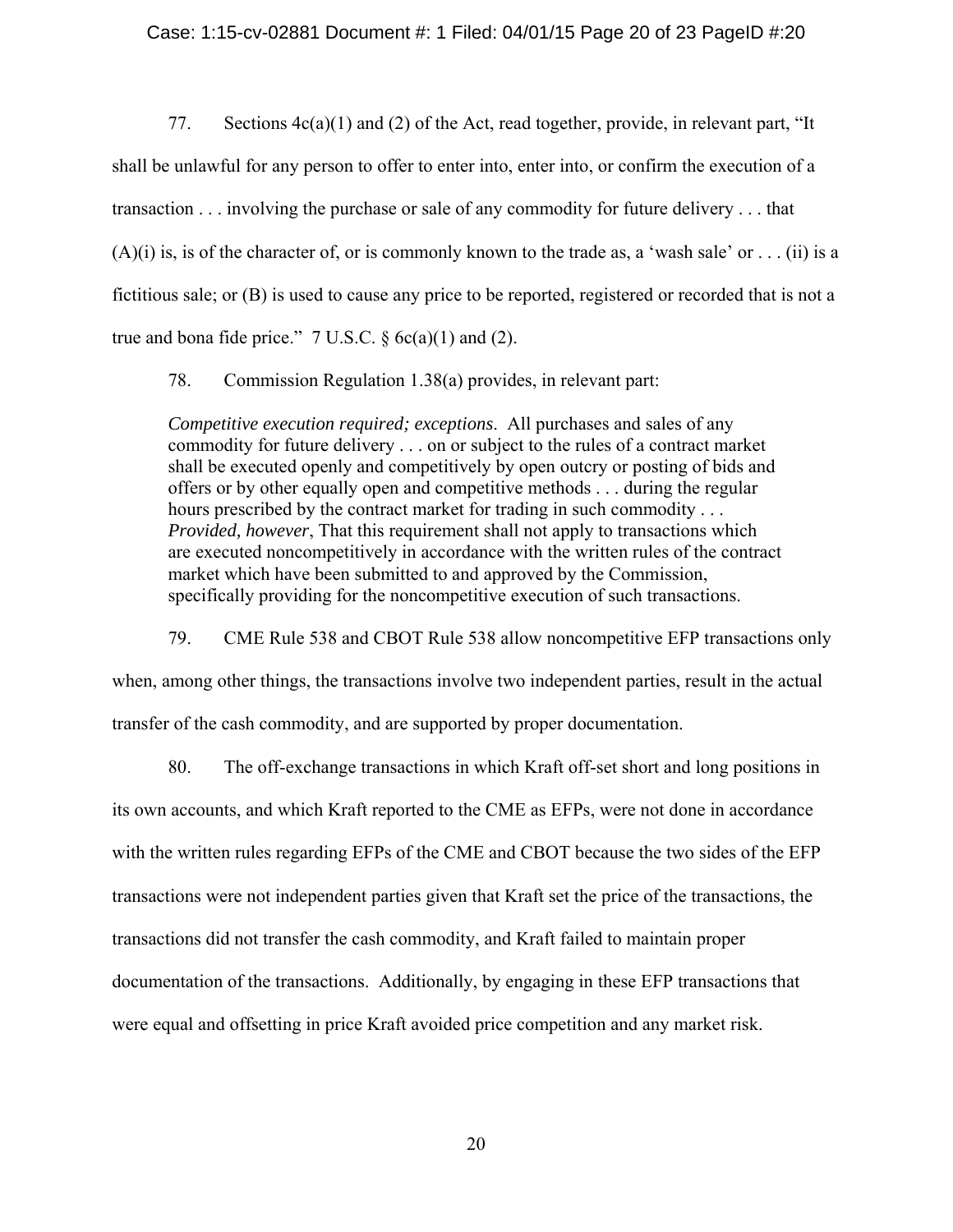77. Sections 4c(a)(1) and (2) of the Act, read together, provide, in relevant part, "It shall be unlawful for any person to offer to enter into, enter into, or confirm the execution of a transaction . . . involving the purchase or sale of any commodity for future delivery . . . that (A)(i) is, is of the character of, or is commonly known to the trade as, a 'wash sale' or . . . (ii) is a fictitious sale; or (B) is used to cause any price to be reported, registered or recorded that is not a true and bona fide price." 7 U.S.C. § 6c(a)(1) and (2).

78. Commission Regulation 1.38(a) provides, in relevant part:

> *Competitive execution required; exceptions*. All purchases and sales of any commodity for future delivery . . . on or subject to the rules of a contract market shall be executed openly and competitively by open outcry or posting of bids and offers or by other equally open and competitive methods . . . during the regular hours prescribed by the contract market for trading in such commodity . . . *Provided, however*, That this requirement shall not apply to transactions which are executed noncompetitively in accordance with the written rules of the contract market which have been submitted to and approved by the Commission, specifically providing for the noncompetitive execution of such transactions.

79. CME Rule 538 and CBOT Rule 538 allow noncompetitive EFP transactions only when, among other things, the transactions involve two independent parties, result in the actual transfer of the cash commodity, and are supported by proper documentation.

80. The off-exchange transactions in which Kraft off-set short and long positions in its own accounts, and which Kraft reported to the CME as EFPs, were not done in accordance with the written rules regarding EFPs of the CME and CBOT because the two sides of the EFP transactions were not independent parties given that Kraft set the price of the transactions, the transactions did not transfer the cash commodity, and Kraft failed to maintain proper documentation of the transactions. Additionally, by engaging in these EFP transactions that were equal and offsetting in price Kraft avoided price competition and any market risk.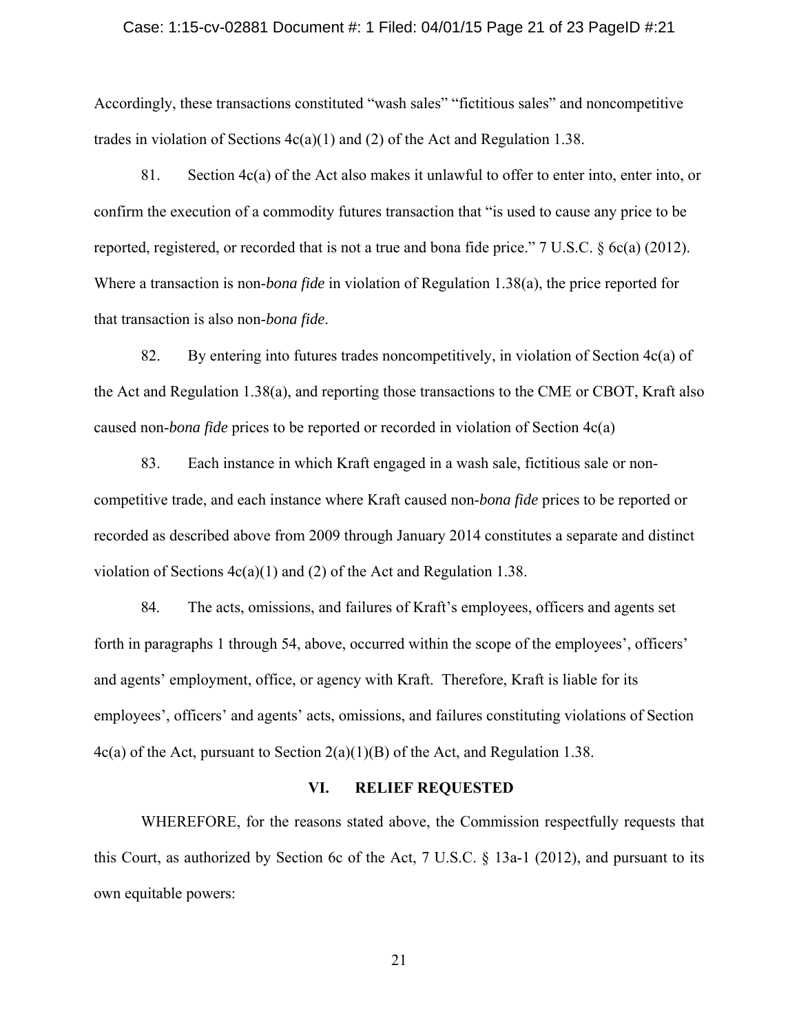Accordingly, these transactions constituted "wash sales" "fictitious sales" and noncompetitive trades in violation of Sections 4c(a)(1) and (2) of the Act and Regulation 1.38.

81. Section 4c(a) of the Act also makes it unlawful to offer to enter into, enter into, or confirm the execution of a commodity futures transaction that "is used to cause any price to be reported, registered, or recorded that is not a true and bona fide price." 7 U.S.C. § 6c(a) (2012). Where a transaction is non-*bona fide* in violation of Regulation 1.38(a), the price reported for that transaction is also non-*bona fide*.

82. By entering into futures trades noncompetitively, in violation of Section 4c(a) of the Act and Regulation 1.38(a), and reporting those transactions to the CME or CBOT, Kraft also caused non-*bona fide* prices to be reported or recorded in violation of Section 4c(a)

83. Each instance in which Kraft engaged in a wash sale, fictitious sale or non-competitive trade, and each instance where Kraft caused non-*bona fide* prices to be reported or recorded as described above from 2009 through January 2014 constitutes a separate and distinct violation of Sections 4c(a)(1) and (2) of the Act and Regulation 1.38.

84. The acts, omissions, and failures of Kraft's employees, officers and agents set forth in paragraphs 1 through 54, above, occurred within the scope of the employees', officers' and agents' employment, office, or agency with Kraft. Therefore, Kraft is liable for its employees', officers' and agents' acts, omissions, and failures constituting violations of Section 4c(a) of the Act, pursuant to Section 2(a)(1)(B) of the Act, and Regulation 1.38.

## VI. RELIEF REQUESTED

WHEREFORE, for the reasons stated above, the Commission respectfully requests that this Court, as authorized by Section 6c of the Act, 7 U.S.C. § 13a-1 (2012), and pursuant to its own equitable powers: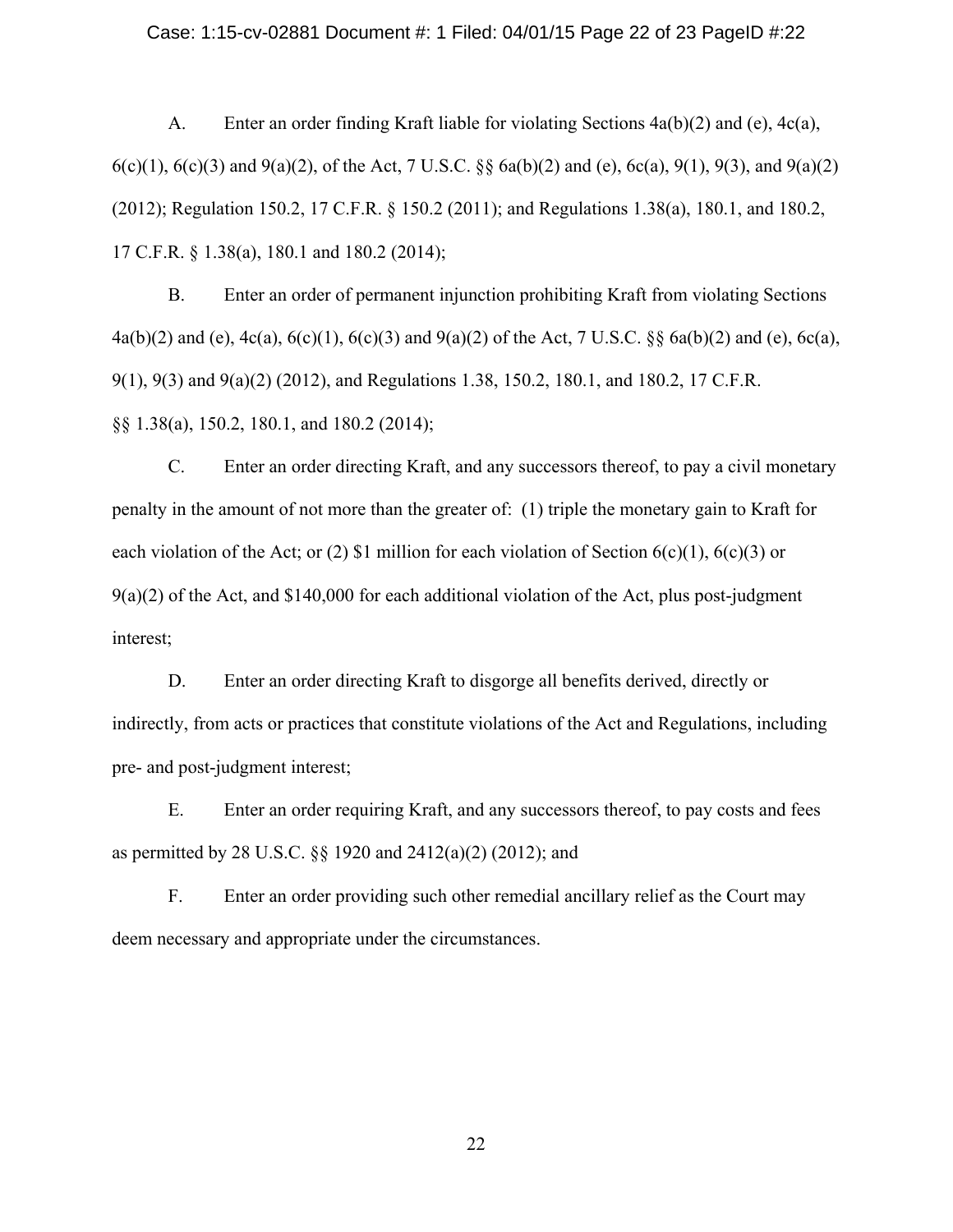A. Enter an order finding Kraft liable for violating Sections 4a(b)(2) and (e), 4c(a), 6(c)(1), 6(c)(3) and 9(a)(2), of the Act, 7 U.S.C. §§ 6a(b)(2) and (e), 6c(a), 9(1), 9(3), and 9(a)(2) (2012); Regulation 150.2, 17 C.F.R. § 150.2 (2011); and Regulations 1.38(a), 180.1, and 180.2, 17 C.F.R. § 1.38(a), 180.1 and 180.2 (2014);

B. Enter an order of permanent injunction prohibiting Kraft from violating Sections 4a(b)(2) and (e), 4c(a), 6(c)(1), 6(c)(3) and 9(a)(2) of the Act, 7 U.S.C. §§ 6a(b)(2) and (e), 6c(a), 9(1), 9(3) and 9(a)(2) (2012), and Regulations 1.38, 150.2, 180.1, and 180.2, 17 C.F.R. §§ 1.38(a), 150.2, 180.1, and 180.2 (2014);

C. Enter an order directing Kraft, and any successors thereof, to pay a civil monetary penalty in the amount of not more than the greater of: (1) triple the monetary gain to Kraft for each violation of the Act; or (2) $1 million for each violation of Section 6(c)(1), 6(c)(3) or 9(a)(2) of the Act, and $140,000 for each additional violation of the Act, plus post-judgment interest;

D. Enter an order directing Kraft to disgorge all benefits derived, directly or indirectly, from acts or practices that constitute violations of the Act and Regulations, including pre- and post-judgment interest;

E. Enter an order requiring Kraft, and any successors thereof, to pay costs and fees as permitted by 28 U.S.C. §§ 1920 and 2412(a)(2) (2012); and

F. Enter an order providing such other remedial ancillary relief as the Court may deem necessary and appropriate under the circumstances.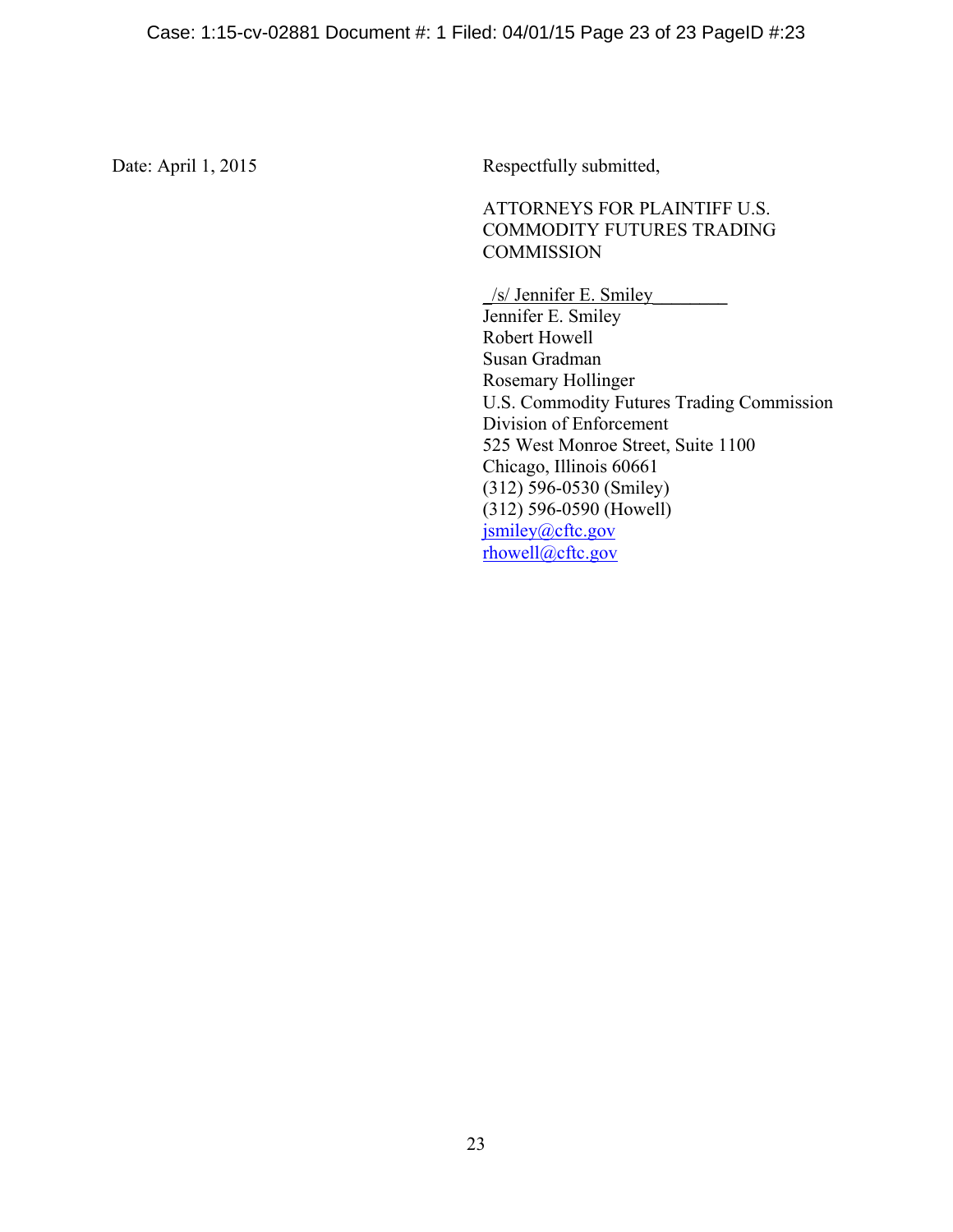Date: April 1, 2015

Respectfully submitted,

ATTORNEYS FOR PLAINTIFF U.S. COMMODITY FUTURES TRADING COMMISSION

_/s/ Jennifer E. Smiley________

Jennifer E. Smiley
Robert Howell
Susan Gradman
Rosemary Hollinger
U.S. Commodity Futures Trading Commission
Division of Enforcement
525 West Monroe Street, Suite 1100
Chicago, Illinois 60661
(312) 596-0530 (Smiley)
(312) 596-0590 (Howell)
jsmiley@cftc.gov
rhowell@cftc.gov